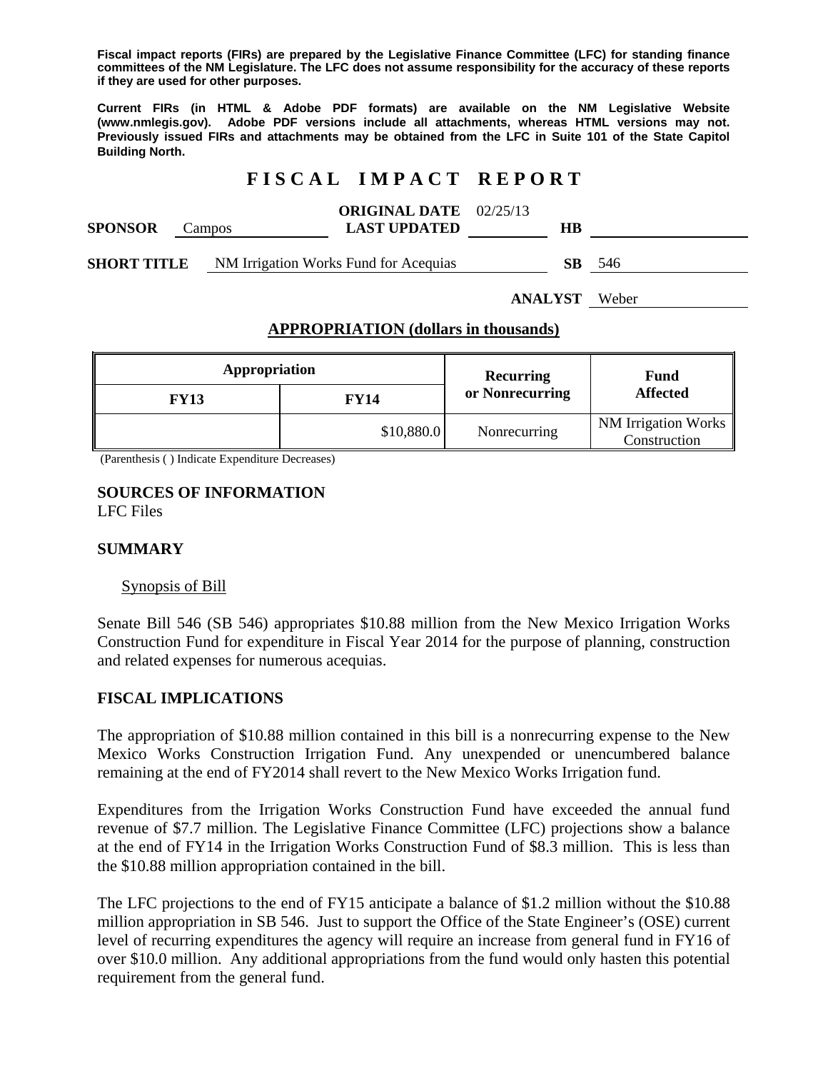**Fiscal impact reports (FIRs) are prepared by the Legislative Finance Committee (LFC) for standing finance committees of the NM Legislature. The LFC does not assume responsibility for the accuracy of these reports if they are used for other purposes.**

**Current FIRs (in HTML & Adobe PDF formats) are available on the NM Legislative Website (www.nmlegis.gov). Adobe PDF versions include all attachments, whereas HTML versions may not. Previously issued FIRs and attachments may be obtained from the LFC in Suite 101 of the State Capitol Building North.**

# FISCAL IMPACT REPORT

**SPONSOR** Campos **ORIGINAL DATE** 02/25/13 **LAST UPDATED** **HB**

**SHORT TITLE** NM Irrigation Works Fund for Acequias **SB** 546

**ANALYST** Weber

## APPROPRIATION (dollars in thousands)

| Appropriation | | Recurring or Nonrecurring | Fund Affected |
|---|---|---|---|
| **FY13** | **FY14** | | |
| | $10,880.0 | Nonrecurring | NM Irrigation Works Construction |

(Parenthesis ( ) Indicate Expenditure Decreases)

**SOURCES OF INFORMATION**
LFC Files

## SUMMARY

Synopsis of Bill

Senate Bill 546 (SB 546) appropriates $10.88 million from the New Mexico Irrigation Works Construction Fund for expenditure in Fiscal Year 2014 for the purpose of planning, construction and related expenses for numerous acequias.

## FISCAL IMPLICATIONS

The appropriation of $10.88 million contained in this bill is a nonrecurring expense to the New Mexico Works Construction Irrigation Fund. Any unexpended or unencumbered balance remaining at the end of FY2014 shall revert to the New Mexico Works Irrigation fund.

Expenditures from the Irrigation Works Construction Fund have exceeded the annual fund revenue of $7.7 million. The Legislative Finance Committee (LFC) projections show a balance at the end of FY14 in the Irrigation Works Construction Fund of $8.3 million. This is less than the $10.88 million appropriation contained in the bill.

The LFC projections to the end of FY15 anticipate a balance of $1.2 million without the $10.88 million appropriation in SB 546. Just to support the Office of the State Engineer's (OSE) current level of recurring expenditures the agency will require an increase from general fund in FY16 of over $10.0 million. Any additional appropriations from the fund would only hasten this potential requirement from the general fund.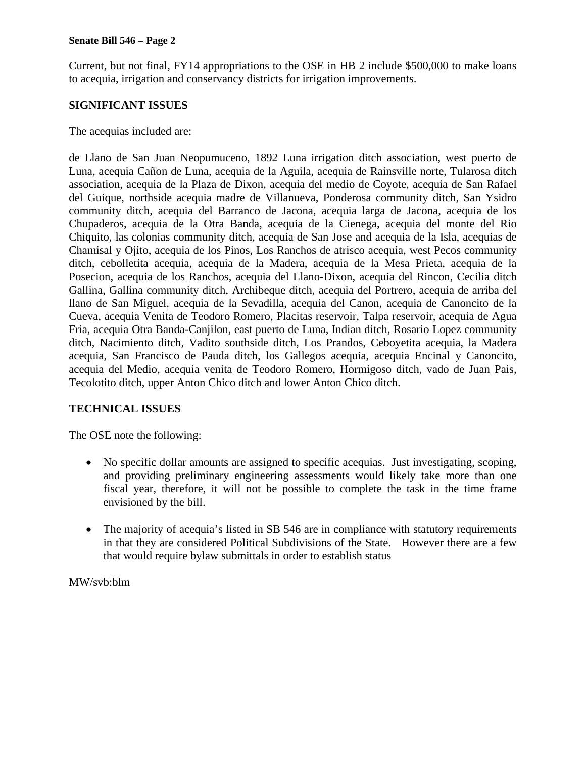Current, but not final, FY14 appropriations to the OSE in HB 2 include $500,000 to make loans to acequia, irrigation and conservancy districts for irrigation improvements.

**SIGNIFICANT ISSUES**

The acequias included are:

de Llano de San Juan Neopumuceno, 1892 Luna irrigation ditch association, west puerto de Luna, acequia Cañon de Luna, acequia de la Aguila, acequia de Rainsville norte, Tularosa ditch association, acequia de la Plaza de Dixon, acequia del medio de Coyote, acequia de San Rafael del Guique, northside acequia madre de Villanueva, Ponderosa community ditch, San Ysidro community ditch, acequia del Barranco de Jacona, acequia larga de Jacona, acequia de los Chupaderos, acequia de la Otra Banda, acequia de la Cienega, acequia del monte del Rio Chiquito, las colonias community ditch, acequia de San Jose and acequia de la Isla, acequias de Chamisal y Ojito, acequia de los Pinos, Los Ranchos de atrisco acequia, west Pecos community ditch, cebolletita acequia, acequia de la Madera, acequia de la Mesa Prieta, acequia de la Posecion, acequia de los Ranchos, acequia del Llano-Dixon, acequia del Rincon, Cecilia ditch Gallina, Gallina community ditch, Archibeque ditch, acequia del Portrero, acequia de arriba del llano de San Miguel, acequia de la Sevadilla, acequia del Canon, acequia de Canoncito de la Cueva, acequia Venita de Teodoro Romero, Placitas reservoir, Talpa reservoir, acequia de Agua Fria, acequia Otra Banda-Canjilon, east puerto de Luna, Indian ditch, Rosario Lopez community ditch, Nacimiento ditch, Vadito southside ditch, Los Prandos, Ceboyetita acequia, la Madera acequia, San Francisco de Pauda ditch, los Gallegos acequia, acequia Encinal y Canoncito, acequia del Medio, acequia venita de Teodoro Romero, Hormigoso ditch, vado de Juan Pais, Tecolotito ditch, upper Anton Chico ditch and lower Anton Chico ditch.

**TECHNICAL ISSUES**

The OSE note the following:

- No specific dollar amounts are assigned to specific acequias. Just investigating, scoping, and providing preliminary engineering assessments would likely take more than one fiscal year, therefore, it will not be possible to complete the task in the time frame envisioned by the bill.

- The majority of acequia's listed in SB 546 are in compliance with statutory requirements in that they are considered Political Subdivisions of the State. However there are a few that would require bylaw submittals in order to establish status

MW/svb:blm